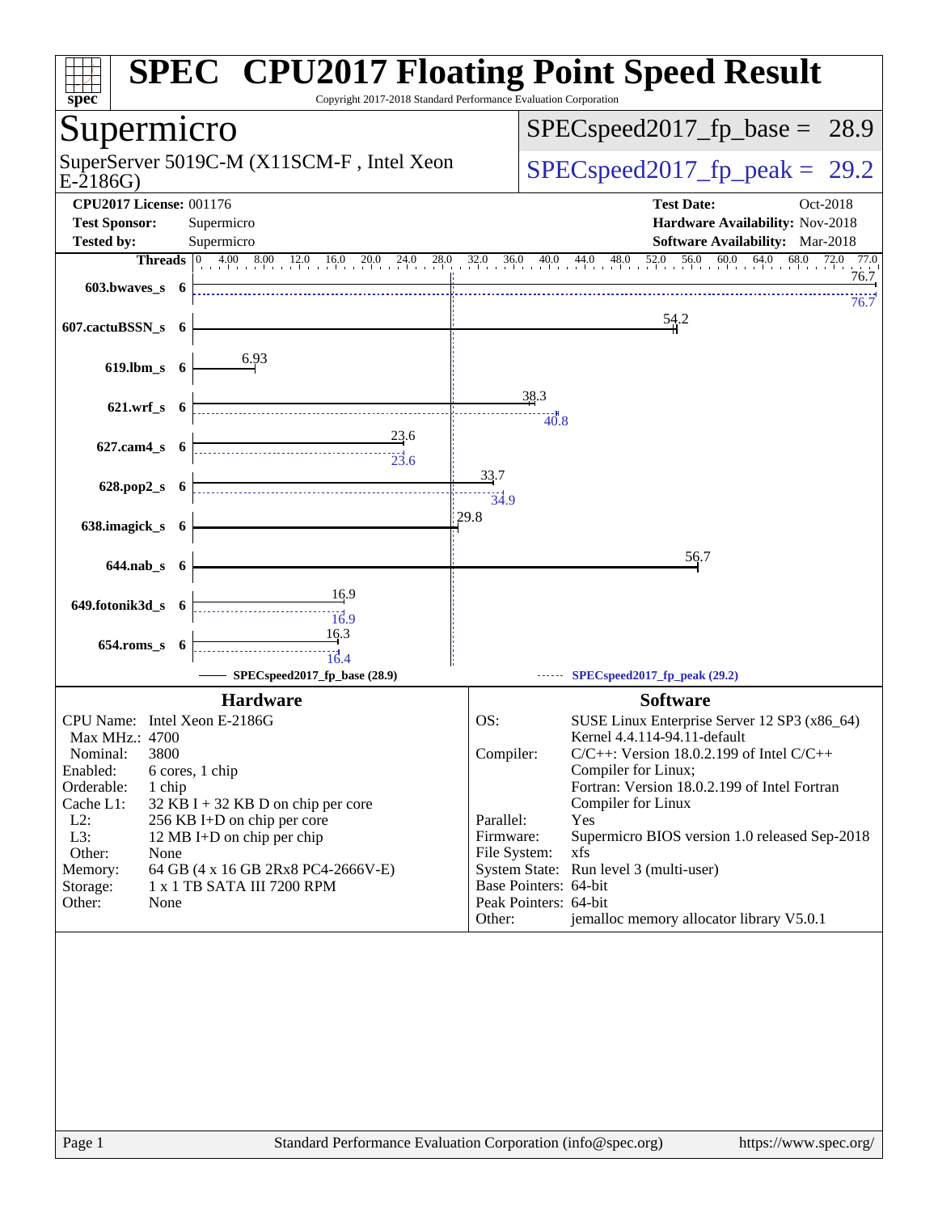# SPEC CPU2017 Floating Point Speed Result

Copyright 2017-2018 Standard Performance Evaluation Corporation

## Supermicro

SuperServer 5019C-M (X11SCM-F , Intel Xeon E-2186G)

SPECspeed2017_fp_base = 28.9

SPECspeed2017_fp_peak = 29.2

**CPU2017 License:** 001176
**Test Sponsor:** Supermicro
**Tested by:** Supermicro

**Test Date:** Oct-2018
**Hardware Availability:** Nov-2018
**Software Availability:** Mar-2018

| Benchmark | Threads | Base | Peak |
|---|---|---|---|
| 603.bwaves_s | 6 | 76.7 | 76.7 |
| 607.cactuBSSN_s | 6 | 54.2 | |
| 619.lbm_s | 6 | 6.93 | |
| 621.wrf_s | 6 | 38.3 | 40.8 |
| 627.cam4_s | 6 | 23.6 | 23.6 |
| 628.pop2_s | 6 | 33.7 | 34.9 |
| 638.imagick_s | 6 | 29.8 | |
| 644.nab_s | 6 | 56.7 | |
| 649.fotonik3d_s | 6 | 16.9 | 16.9 |
| 654.roms_s | 6 | 16.3 | 16.4 |

SPECspeed2017_fp_base (28.9) — SPECspeed2017_fp_peak (29.2)

### Hardware

| | |
|---|---|
| CPU Name: | Intel Xeon E-2186G |
| Max MHz.: | 4700 |
| Nominal: | 3800 |
| Enabled: | 6 cores, 1 chip |
| Orderable: | 1 chip |
| Cache L1: | 32 KB I + 32 KB D on chip per core |
| L2: | 256 KB I+D on chip per core |
| L3: | 12 MB I+D on chip per chip |
| Other: | None |
| Memory: | 64 GB (4 x 16 GB 2Rx8 PC4-2666V-E) |
| Storage: | 1 x 1 TB SATA III 7200 RPM |
| Other: | None |

### Software

| | |
|---|---|
| OS: | SUSE Linux Enterprise Server 12 SP3 (x86_64) Kernel 4.4.114-94.11-default |
| Compiler: | C/C++: Version 18.0.2.199 of Intel C/C++ Compiler for Linux; Fortran: Version 18.0.2.199 of Intel Fortran Compiler for Linux |
| Parallel: | Yes |
| Firmware: | Supermicro BIOS version 1.0 released Sep-2018 |
| File System: | xfs |
| System State: | Run level 3 (multi-user) |
| Base Pointers: | 64-bit |
| Peak Pointers: | 64-bit |
| Other: | jemalloc memory allocator library V5.0.1 |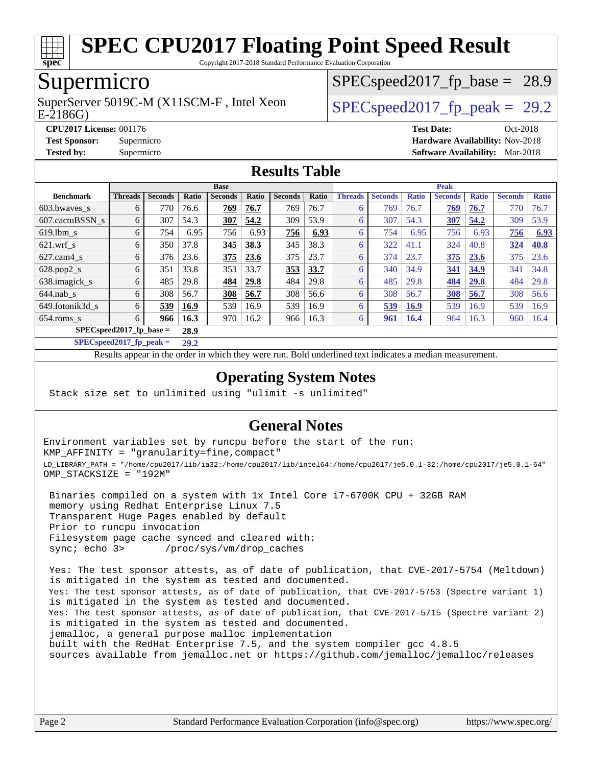# SPEC CPU2017 Floating Point Speed Result

Copyright 2017-2018 Standard Performance Evaluation Corporation

## Supermicro

SuperServer 5019C-M (X11SCM-F , Intel Xeon E-2186G)

SPECspeed2017_fp_base = 28.9

SPECspeed2017_fp_peak = 29.2

**CPU2017 License:** 001176
**Test Sponsor:** Supermicro
**Tested by:** Supermicro

**Test Date:** Oct-2018
**Hardware Availability:** Nov-2018
**Software Availability:** Mar-2018

## Results Table

| | Base | | | | | | | Peak | | | | | | |
|---|---|---|---|---|---|---|---|---|---|---|---|---|---|---|
| **Benchmark** | **Threads** | **Seconds** | **Ratio** | **Seconds** | **Ratio** | **Seconds** | **Ratio** | **Threads** | **Seconds** | **Ratio** | **Seconds** | **Ratio** | **Seconds** | **Ratio** |
| 603.bwaves_s | 6 | 770 | 76.6 | **769** | **76.7** | 769 | 76.7 | 6 | 769 | 76.7 | **769** | **76.7** | 770 | 76.7 |
| 607.cactuBSSN_s | 6 | 307 | 54.3 | **307** | **54.2** | 309 | 53.9 | 6 | 307 | 54.3 | **307** | **54.2** | 309 | 53.9 |
| 619.lbm_s | 6 | 754 | 6.95 | 756 | 6.93 | **756** | **6.93** | 6 | 754 | 6.95 | 756 | 6.93 | **756** | **6.93** |
| 621.wrf_s | 6 | 350 | 37.8 | **345** | **38.3** | 345 | 38.3 | 6 | 322 | 41.1 | 324 | 40.8 | **324** | **40.8** |
| 627.cam4_s | 6 | 376 | 23.6 | **375** | **23.6** | 375 | 23.7 | 6 | 374 | 23.7 | **375** | **23.6** | 375 | 23.6 |
| 628.pop2_s | 6 | 351 | 33.8 | 353 | 33.7 | **353** | **33.7** | 6 | 340 | 34.9 | **341** | **34.9** | 341 | 34.8 |
| 638.imagick_s | 6 | 485 | 29.8 | **484** | **29.8** | 484 | 29.8 | 6 | 485 | 29.8 | **484** | **29.8** | 484 | 29.8 |
| 644.nab_s | 6 | 308 | 56.7 | **308** | **56.7** | 308 | 56.6 | 6 | 308 | 56.7 | **308** | **56.7** | 308 | 56.6 |
| 649.fotonik3d_s | 6 | **539** | **16.9** | 539 | 16.9 | 539 | 16.9 | 6 | **539** | **16.9** | 539 | 16.9 | 539 | 16.9 |
| 654.roms_s | 6 | **966** | **16.3** | 970 | 16.2 | 966 | 16.3 | 6 | **961** | **16.4** | 964 | 16.3 | 960 | 16.4 |

**SPECspeed2017_fp_base = 28.9**

**SPECspeed2017_fp_peak = 29.2**

Results appear in the order in which they were run. Bold underlined text indicates a median measurement.

## Operating System Notes

```
Stack size set to unlimited using "ulimit -s unlimited"
```

## General Notes

```
Environment variables set by runcpu before the start of the run:
KMP_AFFINITY = "granularity=fine,compact"
LD_LIBRARY_PATH = "/home/cpu2017/lib/ia32:/home/cpu2017/lib/intel64:/home/cpu2017/je5.0.1-32:/home/cpu2017/je5.0.1-64"
OMP_STACKSIZE = "192M"

 Binaries compiled on a system with 1x Intel Core i7-6700K CPU + 32GB RAM
 memory using Redhat Enterprise Linux 7.5
 Transparent Huge Pages enabled by default
 Prior to runcpu invocation
 Filesystem page cache synced and cleared with:
 sync; echo 3>       /proc/sys/vm/drop_caches

 Yes: The test sponsor attests, as of date of publication, that CVE-2017-5754 (Meltdown)
 is mitigated in the system as tested and documented.
 Yes: The test sponsor attests, as of date of publication, that CVE-2017-5753 (Spectre variant 1)
 is mitigated in the system as tested and documented.
 Yes: The test sponsor attests, as of date of publication, that CVE-2017-5715 (Spectre variant 2)
 is mitigated in the system as tested and documented.
 jemalloc, a general purpose malloc implementation
 built with the RedHat Enterprise 7.5, and the system compiler gcc 4.8.5
 sources available from jemalloc.net or https://github.com/jemalloc/jemalloc/releases
```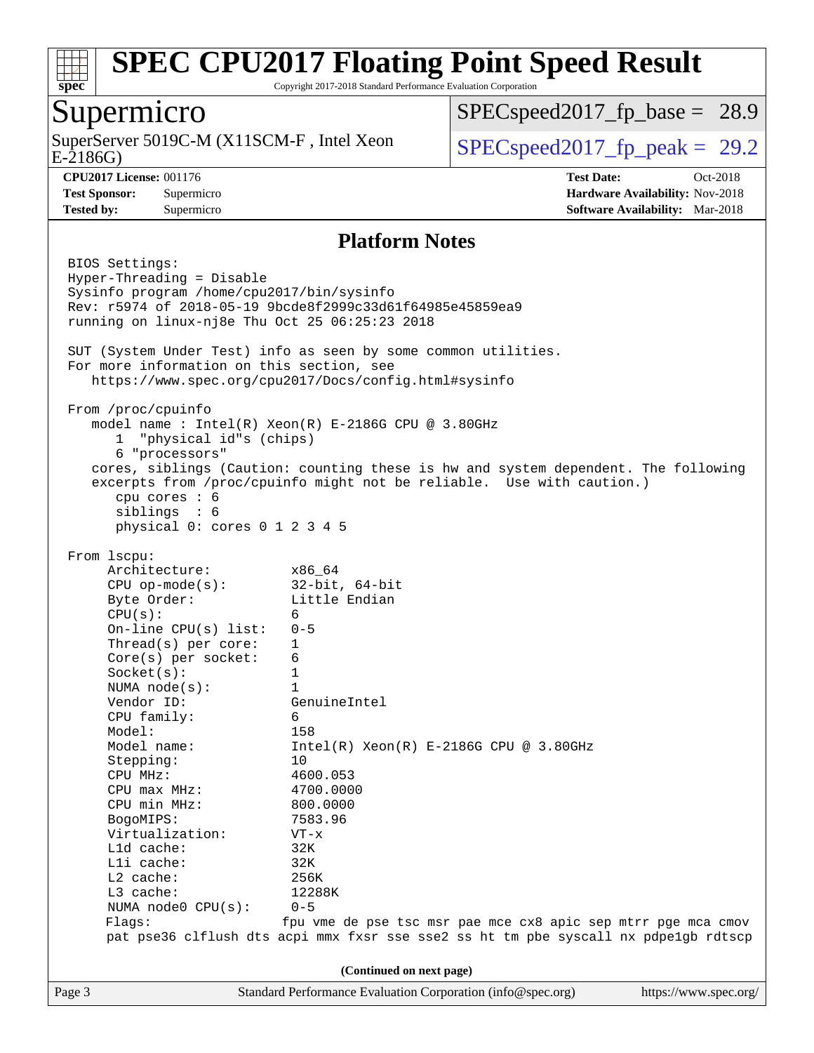# SPEC CPU2017 Floating Point Speed Result

Copyright 2017-2018 Standard Performance Evaluation Corporation

## Supermicro

SuperServer 5019C-M (X11SCM-F , Intel Xeon E-2186G)

SPECspeed2017_fp_base = 28.9

SPECspeed2017_fp_peak = 29.2

**CPU2017 License:** 001176
**Test Sponsor:** Supermicro
**Tested by:** Supermicro

**Test Date:** Oct-2018
**Hardware Availability:** Nov-2018
**Software Availability:** Mar-2018

### Platform Notes

```
BIOS Settings:
Hyper-Threading = Disable
Sysinfo program /home/cpu2017/bin/sysinfo
Rev: r5974 of 2018-05-19 9bcde8f2999c33d61f64985e45859ea9
running on linux-nj8e Thu Oct 25 06:25:23 2018

SUT (System Under Test) info as seen by some common utilities.
For more information on this section, see
   https://www.spec.org/cpu2017/Docs/config.html#sysinfo

From /proc/cpuinfo
   model name : Intel(R) Xeon(R) E-2186G CPU @ 3.80GHz
      1  "physical id"s (chips)
      6 "processors"
   cores, siblings (Caution: counting these is hw and system dependent. The following
   excerpts from /proc/cpuinfo might not be reliable.  Use with caution.)
      cpu cores : 6
      siblings  : 6
      physical 0: cores 0 1 2 3 4 5

From lscpu:
     Architecture:          x86_64
     CPU op-mode(s):        32-bit, 64-bit
     Byte Order:            Little Endian
     CPU(s):                6
     On-line CPU(s) list:   0-5
     Thread(s) per core:    1
     Core(s) per socket:    6
     Socket(s):             1
     NUMA node(s):          1
     Vendor ID:             GenuineIntel
     CPU family:            6
     Model:                 158
     Model name:            Intel(R) Xeon(R) E-2186G CPU @ 3.80GHz
     Stepping:              10
     CPU MHz:               4600.053
     CPU max MHz:           4700.0000
     CPU min MHz:           800.0000
     BogoMIPS:              7583.96
     Virtualization:        VT-x
     L1d cache:             32K
     L1i cache:             32K
     L2 cache:              256K
     L3 cache:              12288K
     NUMA node0 CPU(s):     0-5
     Flags:                fpu vme de pse tsc msr pae mce cx8 apic sep mtrr pge mca cmov
     pat pse36 clflush dts acpi mmx fxsr sse sse2 ss ht tm pbe syscall nx pdpe1gb rdtscp
```

(Continued on next page)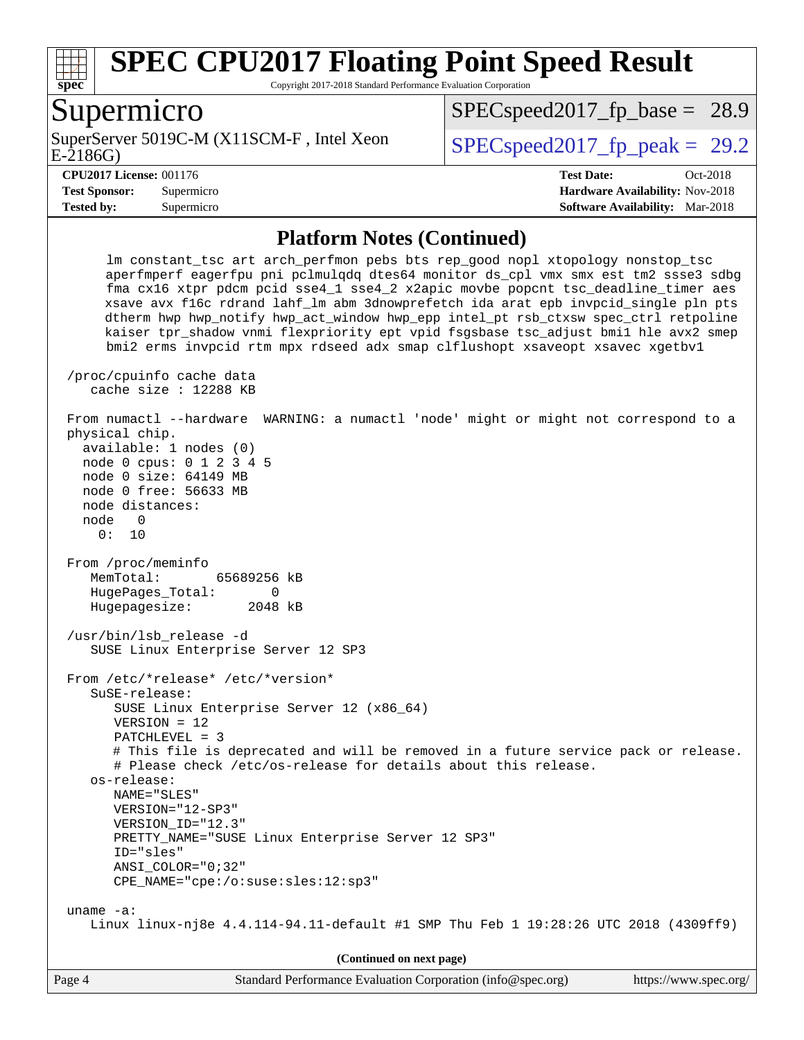## Platform Notes (Continued)

```
     lm constant_tsc art arch_perfmon pebs bts rep_good nopl xtopology nonstop_tsc
     aperfmperf eagerfpu pni pclmulqdq dtes64 monitor ds_cpl vmx smx est tm2 ssse3 sdbg
     fma cx16 xtpr pdcm pcid sse4_1 sse4_2 x2apic movbe popcnt tsc_deadline_timer aes
     xsave avx f16c rdrand lahf_lm abm 3dnowprefetch ida arat epb invpcid_single pln pts
     dtherm hwp hwp_notify hwp_act_window hwp_epp intel_pt rsb_ctxsw spec_ctrl retpoline
     kaiser tpr_shadow vnmi flexpriority ept vpid fsgsbase tsc_adjust bmi1 hle avx2 smep
     bmi2 erms invpcid rtm mpx rdseed adx smap clflushopt xsaveopt xsavec xgetbv1

 /proc/cpuinfo cache data
    cache size : 12288 KB

 From numactl --hardware  WARNING: a numactl 'node' might or might not correspond to a
 physical chip.
   available: 1 nodes (0)
   node 0 cpus: 0 1 2 3 4 5
   node 0 size: 64149 MB
   node 0 free: 56633 MB
   node distances:
   node   0
     0:  10

 From /proc/meminfo
    MemTotal:       65689256 kB
    HugePages_Total:       0
    Hugepagesize:       2048 kB

 /usr/bin/lsb_release -d
    SUSE Linux Enterprise Server 12 SP3

 From /etc/*release* /etc/*version*
    SuSE-release:
       SUSE Linux Enterprise Server 12 (x86_64)
       VERSION = 12
       PATCHLEVEL = 3
       # This file is deprecated and will be removed in a future service pack or release.
       # Please check /etc/os-release for details about this release.
    os-release:
       NAME="SLES"
       VERSION="12-SP3"
       VERSION_ID="12.3"
       PRETTY_NAME="SUSE Linux Enterprise Server 12 SP3"
       ID="sles"
       ANSI_COLOR="0;32"
       CPE_NAME="cpe:/o:suse:sles:12:sp3"

 uname -a:
    Linux linux-nj8e 4.4.114-94.11-default #1 SMP Thu Feb 1 19:28:26 UTC 2018 (4309ff9)
```

(Continued on next page)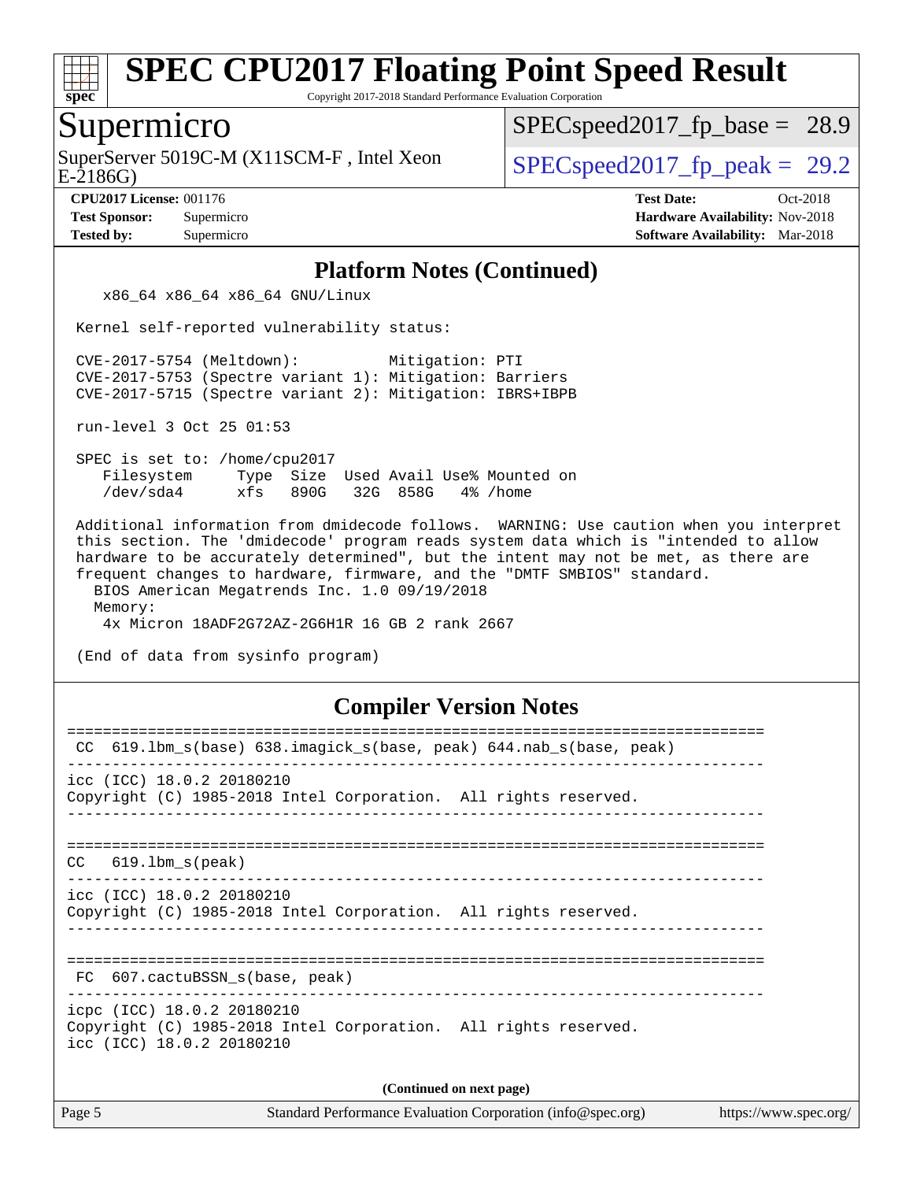# SPEC CPU2017 Floating Point Speed Result

Copyright 2017-2018 Standard Performance Evaluation Corporation

## Supermicro

SuperServer 5019C-M (X11SCM-F , Intel Xeon E-2186G)

SPECspeed2017_fp_base = 28.9

SPECspeed2017_fp_peak = 29.2

**CPU2017 License:** 001176
**Test Sponsor:** Supermicro
**Tested by:** Supermicro

**Test Date:** Oct-2018
**Hardware Availability:** Nov-2018
**Software Availability:** Mar-2018

## Platform Notes (Continued)

```
    x86_64 x86_64 x86_64 GNU/Linux

 Kernel self-reported vulnerability status:

 CVE-2017-5754 (Meltdown):          Mitigation: PTI
 CVE-2017-5753 (Spectre variant 1): Mitigation: Barriers
 CVE-2017-5715 (Spectre variant 2): Mitigation: IBRS+IBPB

 run-level 3 Oct 25 01:53

 SPEC is set to: /home/cpu2017
    Filesystem     Type  Size  Used Avail Use% Mounted on
    /dev/sda4      xfs   890G   32G  858G   4% /home

 Additional information from dmidecode follows.  WARNING: Use caution when you interpret
 this section. The 'dmidecode' program reads system data which is "intended to allow
 hardware to be accurately determined", but the intent may not be met, as there are
 frequent changes to hardware, firmware, and the "DMTF SMBIOS" standard.
   BIOS American Megatrends Inc. 1.0 09/19/2018
   Memory:
    4x Micron 18ADF2G72AZ-2G6H1R 16 GB 2 rank 2667

 (End of data from sysinfo program)
```

## Compiler Version Notes

```
==============================================================================
 CC  619.lbm_s(base) 638.imagick_s(base, peak) 644.nab_s(base, peak)
------------------------------------------------------------------------------
icc (ICC) 18.0.2 20180210
Copyright (C) 1985-2018 Intel Corporation.  All rights reserved.
------------------------------------------------------------------------------

==============================================================================
CC   619.lbm_s(peak)
------------------------------------------------------------------------------
icc (ICC) 18.0.2 20180210
Copyright (C) 1985-2018 Intel Corporation.  All rights reserved.
------------------------------------------------------------------------------

==============================================================================
 FC  607.cactuBSSN_s(base, peak)
------------------------------------------------------------------------------
icpc (ICC) 18.0.2 20180210
Copyright (C) 1985-2018 Intel Corporation.  All rights reserved.
icc (ICC) 18.0.2 20180210
```

**(Continued on next page)**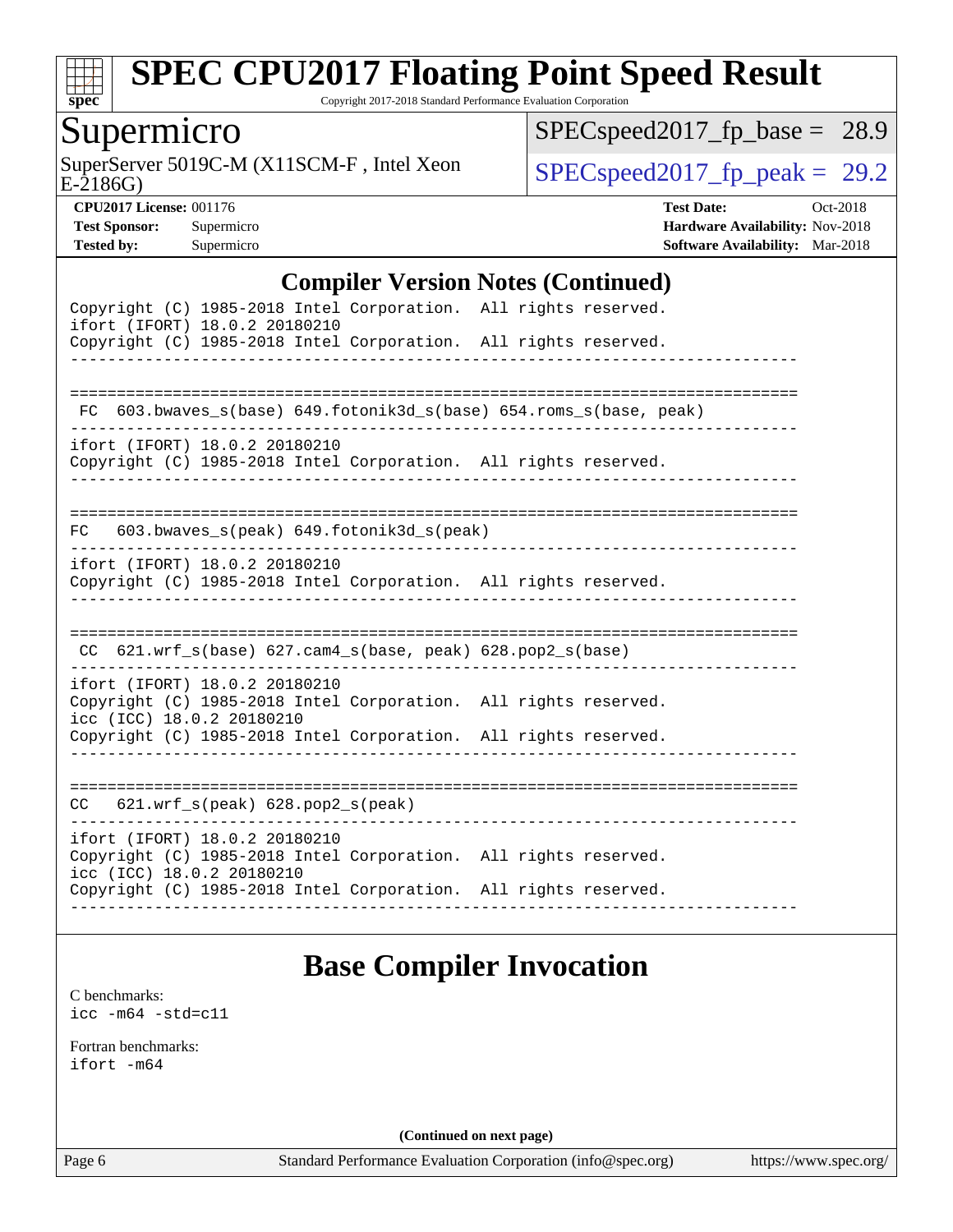# SPEC CPU2017 Floating Point Speed Result

Copyright 2017-2018 Standard Performance Evaluation Corporation

## Supermicro

SuperServer 5019C-M (X11SCM-F , Intel Xeon E-2186G)

SPECspeed2017_fp_base = 28.9

SPECspeed2017_fp_peak = 29.2

**CPU2017 License:** 001176
**Test Sponsor:** Supermicro
**Tested by:** Supermicro

**Test Date:** Oct-2018
**Hardware Availability:** Nov-2018
**Software Availability:** Mar-2018

## Compiler Version Notes (Continued)

```
Copyright (C) 1985-2018 Intel Corporation.  All rights reserved.
ifort (IFORT) 18.0.2 20180210
Copyright (C) 1985-2018 Intel Corporation.  All rights reserved.
------------------------------------------------------------------------------

==============================================================================
 FC  603.bwaves_s(base) 649.fotonik3d_s(base) 654.roms_s(base, peak)
------------------------------------------------------------------------------
ifort (IFORT) 18.0.2 20180210
Copyright (C) 1985-2018 Intel Corporation.  All rights reserved.
------------------------------------------------------------------------------

==============================================================================
FC   603.bwaves_s(peak) 649.fotonik3d_s(peak)
------------------------------------------------------------------------------
ifort (IFORT) 18.0.2 20180210
Copyright (C) 1985-2018 Intel Corporation.  All rights reserved.
------------------------------------------------------------------------------

==============================================================================
 CC  621.wrf_s(base) 627.cam4_s(base, peak) 628.pop2_s(base)
------------------------------------------------------------------------------
ifort (IFORT) 18.0.2 20180210
Copyright (C) 1985-2018 Intel Corporation.  All rights reserved.
icc (ICC) 18.0.2 20180210
Copyright (C) 1985-2018 Intel Corporation.  All rights reserved.
------------------------------------------------------------------------------

==============================================================================
CC   621.wrf_s(peak) 628.pop2_s(peak)
------------------------------------------------------------------------------
ifort (IFORT) 18.0.2 20180210
Copyright (C) 1985-2018 Intel Corporation.  All rights reserved.
icc (ICC) 18.0.2 20180210
Copyright (C) 1985-2018 Intel Corporation.  All rights reserved.
------------------------------------------------------------------------------
```

## Base Compiler Invocation

C benchmarks:
`icc -m64 -std=c11`

Fortran benchmarks:
`ifort -m64`

**(Continued on next page)**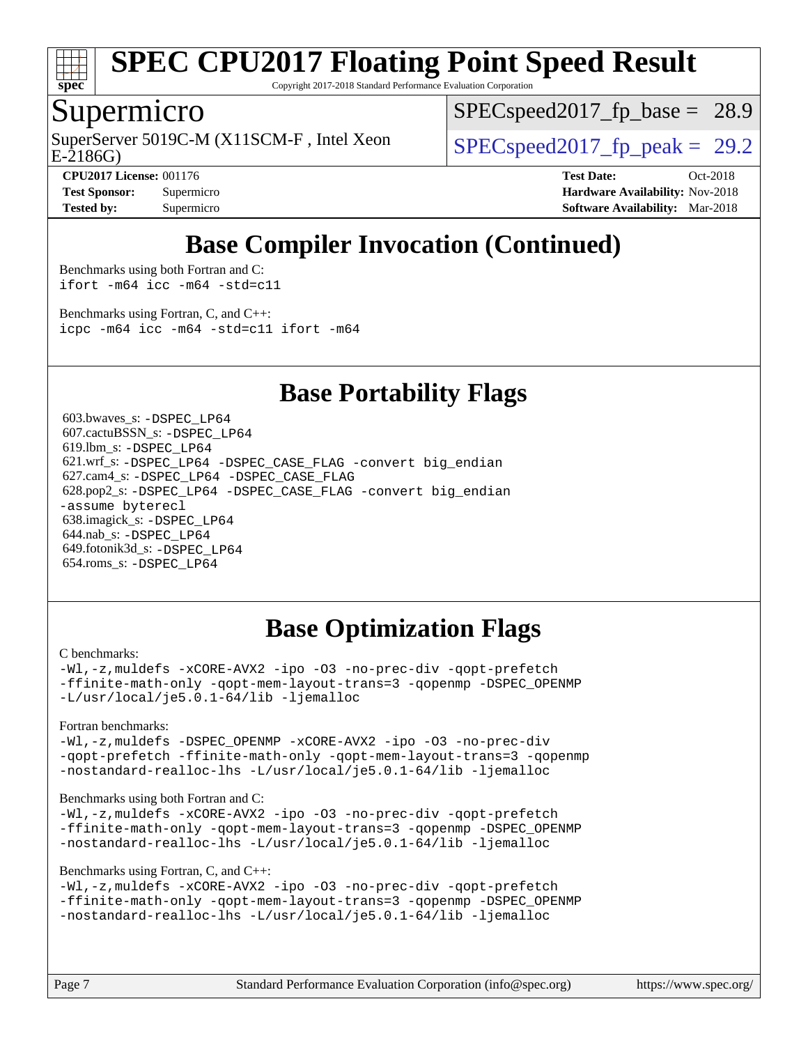## Base Compiler Invocation (Continued)

Benchmarks using both Fortran and C:
```
ifort -m64 icc -m64 -std=c11
```

Benchmarks using Fortran, C, and C++:
```
icpc -m64 icc -m64 -std=c11 ifort -m64
```

## Base Portability Flags

603.bwaves_s: `-DSPEC_LP64`
607.cactuBSSN_s: `-DSPEC_LP64`
619.lbm_s: `-DSPEC_LP64`
621.wrf_s: `-DSPEC_LP64 -DSPEC_CASE_FLAG -convert big_endian`
627.cam4_s: `-DSPEC_LP64 -DSPEC_CASE_FLAG`
628.pop2_s: `-DSPEC_LP64 -DSPEC_CASE_FLAG -convert big_endian -assume byterecl`
638.imagick_s: `-DSPEC_LP64`
644.nab_s: `-DSPEC_LP64`
649.fotonik3d_s: `-DSPEC_LP64`
654.roms_s: `-DSPEC_LP64`

## Base Optimization Flags

C benchmarks:
```
-Wl,-z,muldefs -xCORE-AVX2 -ipo -O3 -no-prec-div -qopt-prefetch
-ffinite-math-only -qopt-mem-layout-trans=3 -qopenmp -DSPEC_OPENMP
-L/usr/local/je5.0.1-64/lib -ljemalloc
```

Fortran benchmarks:
```
-Wl,-z,muldefs -DSPEC_OPENMP -xCORE-AVX2 -ipo -O3 -no-prec-div
-qopt-prefetch -ffinite-math-only -qopt-mem-layout-trans=3 -qopenmp
-nostandard-realloc-lhs -L/usr/local/je5.0.1-64/lib -ljemalloc
```

Benchmarks using both Fortran and C:
```
-Wl,-z,muldefs -xCORE-AVX2 -ipo -O3 -no-prec-div -qopt-prefetch
-ffinite-math-only -qopt-mem-layout-trans=3 -qopenmp -DSPEC_OPENMP
-nostandard-realloc-lhs -L/usr/local/je5.0.1-64/lib -ljemalloc
```

Benchmarks using Fortran, C, and C++:
```
-Wl,-z,muldefs -xCORE-AVX2 -ipo -O3 -no-prec-div -qopt-prefetch
-ffinite-math-only -qopt-mem-layout-trans=3 -qopenmp -DSPEC_OPENMP
-nostandard-realloc-lhs -L/usr/local/je5.0.1-64/lib -ljemalloc
```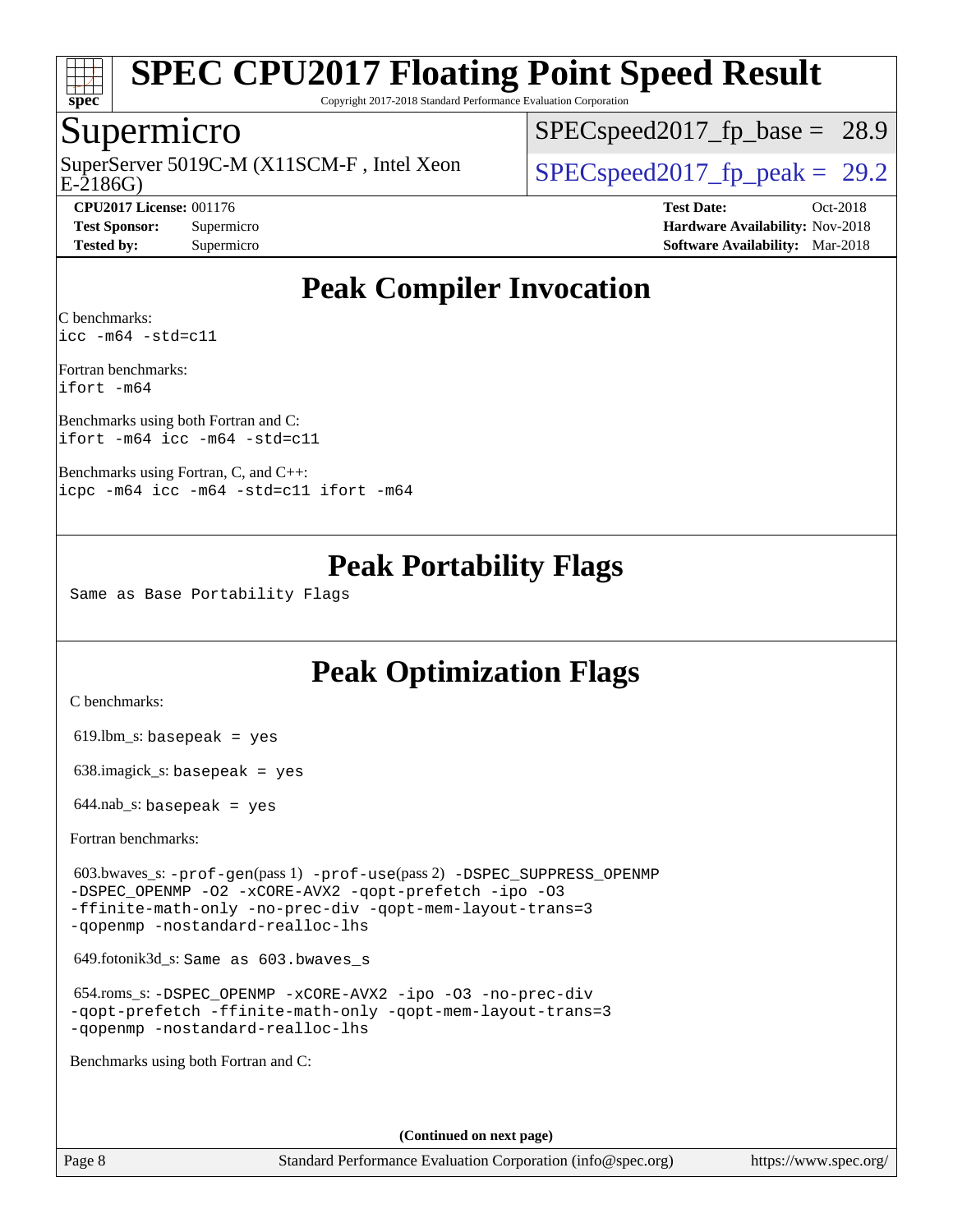# SPEC CPU2017 Floating Point Speed Result

Copyright 2017-2018 Standard Performance Evaluation Corporation

## Supermicro

SuperServer 5019C-M (X11SCM-F , Intel Xeon E-2186G)

SPECspeed2017_fp_base = 28.9

SPECspeed2017_fp_peak = 29.2

**CPU2017 License:** 001176
**Test Sponsor:** Supermicro
**Tested by:** Supermicro

**Test Date:** Oct-2018
**Hardware Availability:** Nov-2018
**Software Availability:** Mar-2018

## Peak Compiler Invocation

C benchmarks:
`icc -m64 -std=c11`

Fortran benchmarks:
`ifort -m64`

Benchmarks using both Fortran and C:
`ifort -m64 icc -m64 -std=c11`

Benchmarks using Fortran, C, and C++:
`icpc -m64 icc -m64 -std=c11 ifort -m64`

## Peak Portability Flags

Same as Base Portability Flags

## Peak Optimization Flags

C benchmarks:

619.lbm_s: `basepeak = yes`

638.imagick_s: `basepeak = yes`

644.nab_s: `basepeak = yes`

Fortran benchmarks:

603.bwaves_s: `-prof-gen`(pass 1) `-prof-use`(pass 2) `-DSPEC_SUPPRESS_OPENMP -DSPEC_OPENMP -O2 -xCORE-AVX2 -qopt-prefetch -ipo -O3 -ffinite-math-only -no-prec-div -qopt-mem-layout-trans=3 -qopenmp -nostandard-realloc-lhs`

649.fotonik3d_s: `Same as 603.bwaves_s`

654.roms_s: `-DSPEC_OPENMP -xCORE-AVX2 -ipo -O3 -no-prec-div -qopt-prefetch -ffinite-math-only -qopt-mem-layout-trans=3 -qopenmp -nostandard-realloc-lhs`

Benchmarks using both Fortran and C:

(Continued on next page)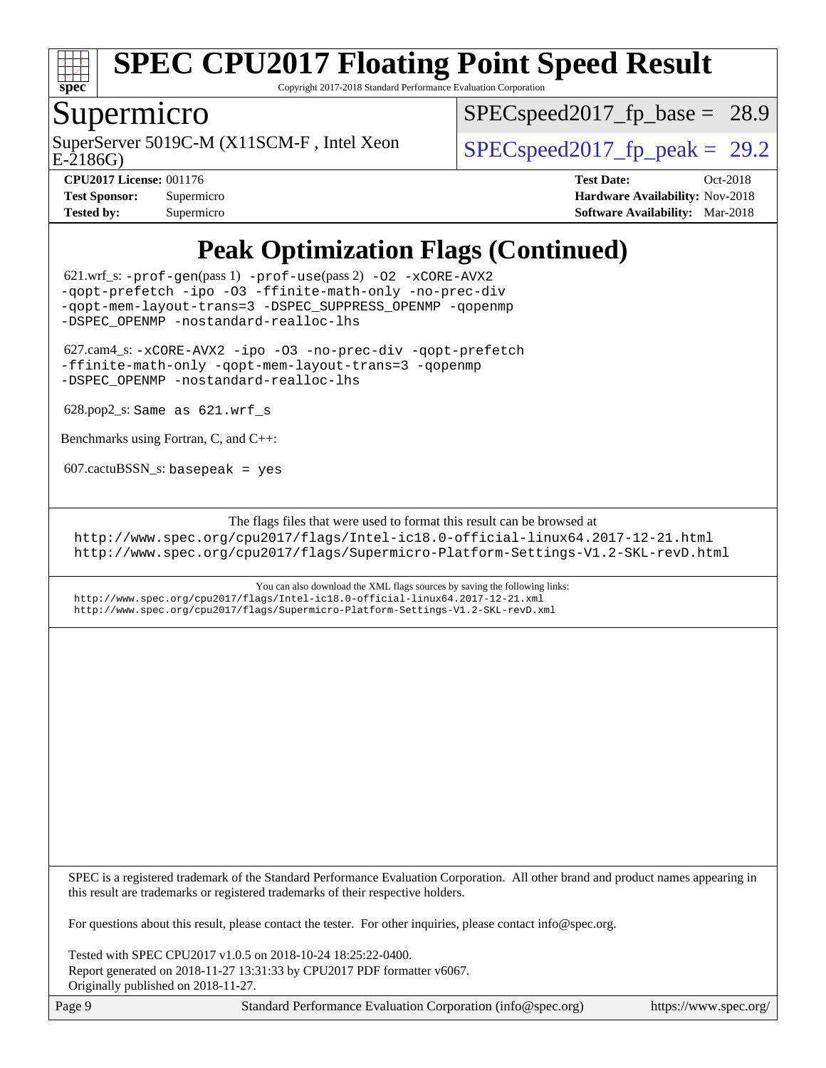# Peak Optimization Flags (Continued)

621.wrf_s: -prof-gen(pass 1) -prof-use(pass 2) -O2 -xCORE-AVX2 -qopt-prefetch -ipo -O3 -ffinite-math-only -no-prec-div -qopt-mem-layout-trans=3 -DSPEC_SUPPRESS_OPENMP -qopenmp -DSPEC_OPENMP -nostandard-realloc-lhs

627.cam4_s: -xCORE-AVX2 -ipo -O3 -no-prec-div -qopt-prefetch -ffinite-math-only -qopt-mem-layout-trans=3 -qopenmp -DSPEC_OPENMP -nostandard-realloc-lhs

628.pop2_s: Same as 621.wrf_s

Benchmarks using Fortran, C, and C++:

607.cactuBSSN_s: basepeak = yes

The flags files that were used to format this result can be browsed at
http://www.spec.org/cpu2017/flags/Intel-ic18.0-official-linux64.2017-12-21.html
http://www.spec.org/cpu2017/flags/Supermicro-Platform-Settings-V1.2-SKL-revD.html

You can also download the XML flags sources by saving the following links:
http://www.spec.org/cpu2017/flags/Intel-ic18.0-official-linux64.2017-12-21.xml
http://www.spec.org/cpu2017/flags/Supermicro-Platform-Settings-V1.2-SKL-revD.xml

SPEC is a registered trademark of the Standard Performance Evaluation Corporation. All other brand and product names appearing in this result are trademarks or registered trademarks of their respective holders.

For questions about this result, please contact the tester. For other inquiries, please contact info@spec.org.

Tested with SPEC CPU2017 v1.0.5 on 2018-10-24 18:25:22-0400.
Report generated on 2018-11-27 13:31:33 by CPU2017 PDF formatter v6067.
Originally published on 2018-11-27.